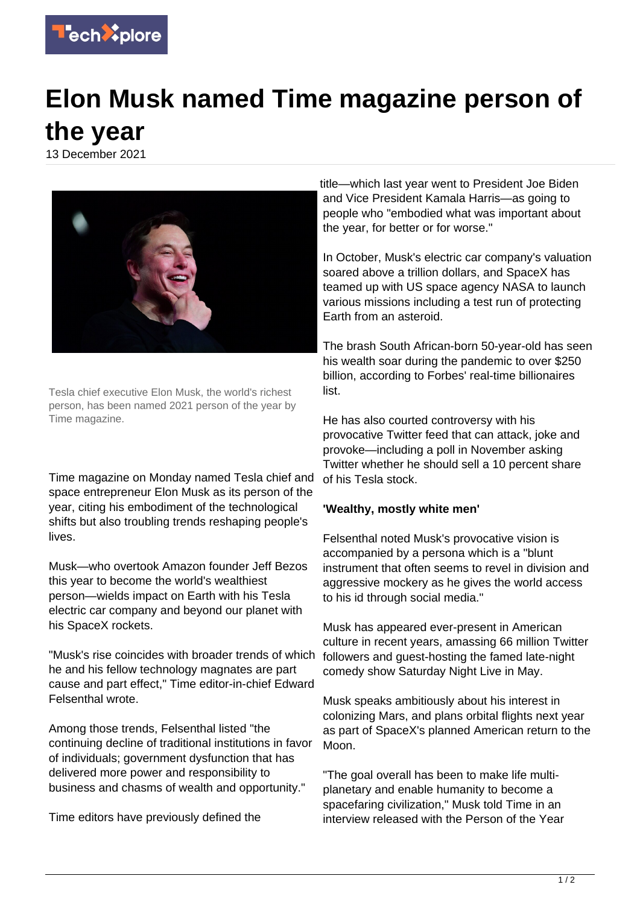# Elon Musk named Time magazine person of the year

13 December 2021

Tesla chief executive Elon Musk, the world's richest person, has been named 2021 person of the year by Time magazine.

Time magazine on Monday named Tesla chief and space entrepreneur Elon Musk as its person of the year, citing his embodiment of the technological shifts but also troubling trends reshaping people's lives.

Musk—who overtook Amazon founder Jeff Bezos this year to become the world's wealthiest person—wields impact on Earth with his Tesla electric car company and beyond our planet with his SpaceX rockets.

"Musk's rise coincides with broader trends of which he and his fellow technology magnates are part cause and part effect," Time editor-in-chief Edward Felsenthal wrote.

Among those trends, Felsenthal listed "the continuing decline of traditional institutions in favor of individuals; government dysfunction that has delivered more power and responsibility to business and chasms of wealth and opportunity."

Time editors have previously defined the title—which last year went to President Joe Biden and Vice President Kamala Harris—as going to people who "embodied what was important about the year, for better or for worse."

In October, Musk's electric car company's valuation soared above a trillion dollars, and SpaceX has teamed up with US space agency NASA to launch various missions including a test run of protecting Earth from an asteroid.

The brash South African-born 50-year-old has seen his wealth soar during the pandemic to over $250 billion, according to Forbes' real-time billionaires list.

He has also courted controversy with his provocative Twitter feed that can attack, joke and provoke—including a poll in November asking Twitter whether he should sell a 10 percent share of his Tesla stock.

**'Wealthy, mostly white men'**

Felsenthal noted Musk's provocative vision is accompanied by a persona which is a "blunt instrument that often seems to revel in division and aggressive mockery as he gives the world access to his id through social media."

Musk has appeared ever-present in American culture in recent years, amassing 66 million Twitter followers and guest-hosting the famed late-night comedy show Saturday Night Live in May.

Musk speaks ambitiously about his interest in colonizing Mars, and plans orbital flights next year as part of SpaceX's planned American return to the Moon.

"The goal overall has been to make life multi-planetary and enable humanity to become a spacefaring civilization," Musk told Time in an interview released with the Person of the Year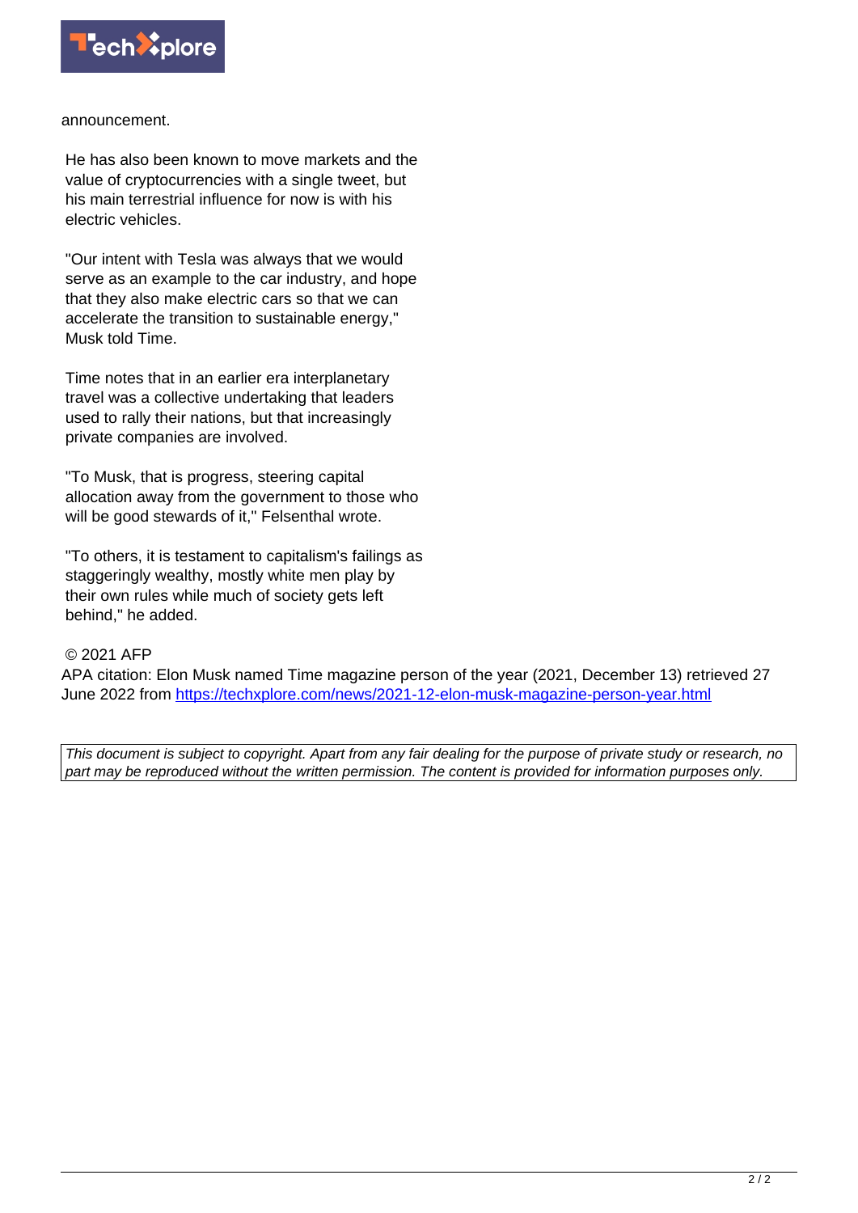announcement.

He has also been known to move markets and the value of cryptocurrencies with a single tweet, but his main terrestrial influence for now is with his electric vehicles.

"Our intent with Tesla was always that we would serve as an example to the car industry, and hope that they also make electric cars so that we can accelerate the transition to sustainable energy," Musk told Time.

Time notes that in an earlier era interplanetary travel was a collective undertaking that leaders used to rally their nations, but that increasingly private companies are involved.

"To Musk, that is progress, steering capital allocation away from the government to those who will be good stewards of it," Felsenthal wrote.

"To others, it is testament to capitalism's failings as staggeringly wealthy, mostly white men play by their own rules while much of society gets left behind," he added.

© 2021 AFP

APA citation: Elon Musk named Time magazine person of the year (2021, December 13) retrieved 27 June 2022 from https://techxplore.com/news/2021-12-elon-musk-magazine-person-year.html

*This document is subject to copyright. Apart from any fair dealing for the purpose of private study or research, no part may be reproduced without the written permission. The content is provided for information purposes only.*